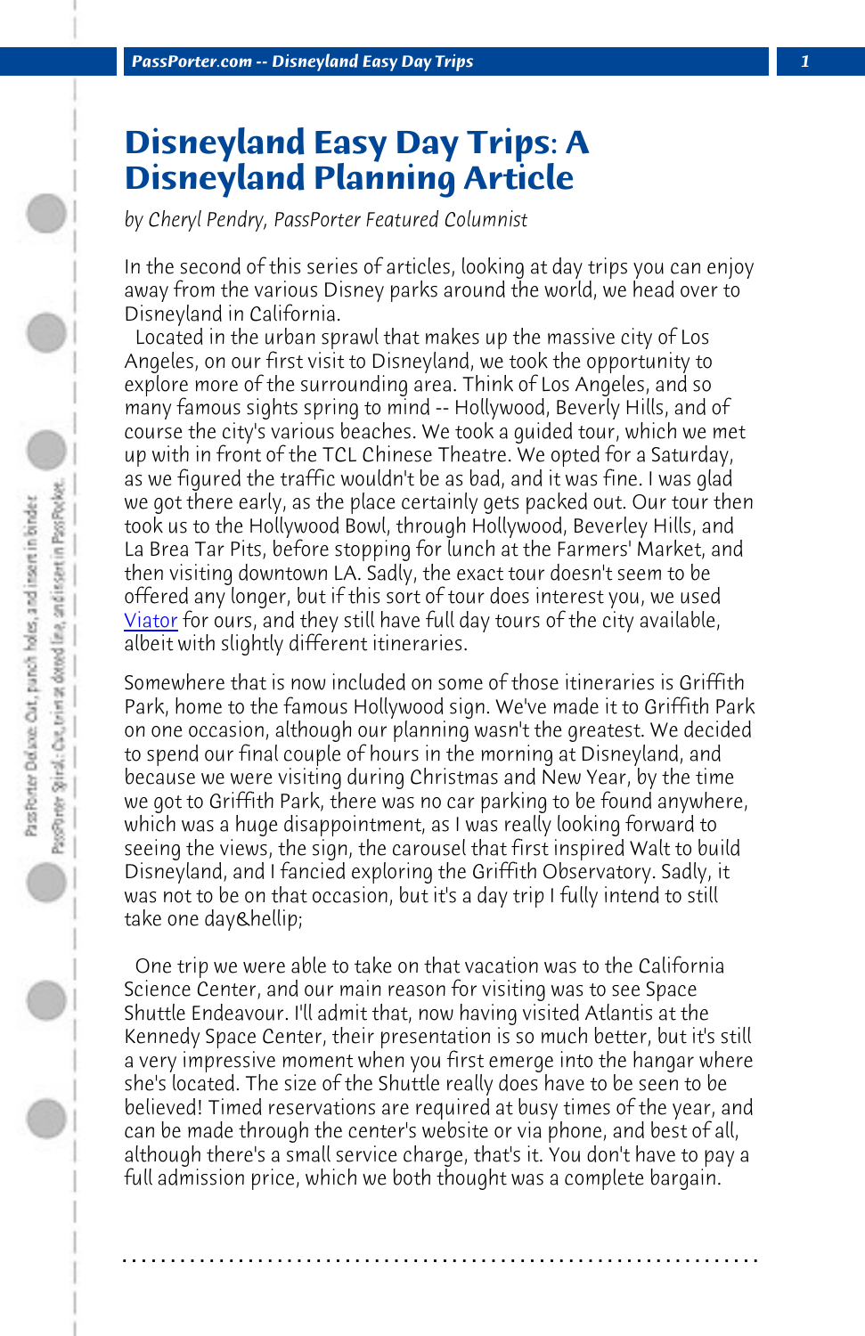# Disneyland Easy Day Trips: A Disneyland Planning Article

*by Cheryl Pendry, PassPorter Featured Columnist*

In the second of this series of articles, looking at day trips you can enjoy away from the various Disney parks around the world, we head over to Disneyland in California.

Located in the urban sprawl that makes up the massive city of Los Angeles, on our first visit to Disneyland, we took the opportunity to explore more of the surrounding area. Think of Los Angeles, and so many famous sights spring to mind -- Hollywood, Beverly Hills, and of course the city's various beaches. We took a guided tour, which we met up with in front of the TCL Chinese Theatre. We opted for a Saturday, as we figured the traffic wouldn't be as bad, and it was fine. I was glad we got there early, as the place certainly gets packed out. Our tour then took us to the Hollywood Bowl, through Hollywood, Beverley Hills, and La Brea Tar Pits, before stopping for lunch at the Farmers' Market, and then visiting downtown LA. Sadly, the exact tour doesn't seem to be offered any longer, but if this sort of tour does interest you, we used Viator for ours, and they still have full day tours of the city available, albeit with slightly different itineraries.

Somewhere that is now included on some of those itineraries is Griffith Park, home to the famous Hollywood sign. We've made it to Griffith Park on one occasion, although our planning wasn't the greatest. We decided to spend our final couple of hours in the morning at Disneyland, and because we were visiting during Christmas and New Year, by the time we got to Griffith Park, there was no car parking to be found anywhere, which was a huge disappointment, as I was really looking forward to seeing the views, the sign, the carousel that first inspired Walt to build Disneyland, and I fancied exploring the Griffith Observatory. Sadly, it was not to be on that occasion, but it's a day trip I fully intend to still take one day&hellip;

One trip we were able to take on that vacation was to the California Science Center, and our main reason for visiting was to see Space Shuttle Endeavour. I'll admit that, now having visited Atlantis at the Kennedy Space Center, their presentation is so much better, but it's still a very impressive moment when you first emerge into the hangar where she's located. The size of the Shuttle really does have to be seen to be believed! Timed reservations are required at busy times of the year, and can be made through the center's website or via phone, and best of all, although there's a small service charge, that's it. You don't have to pay a full admission price, which we both thought was a complete bargain.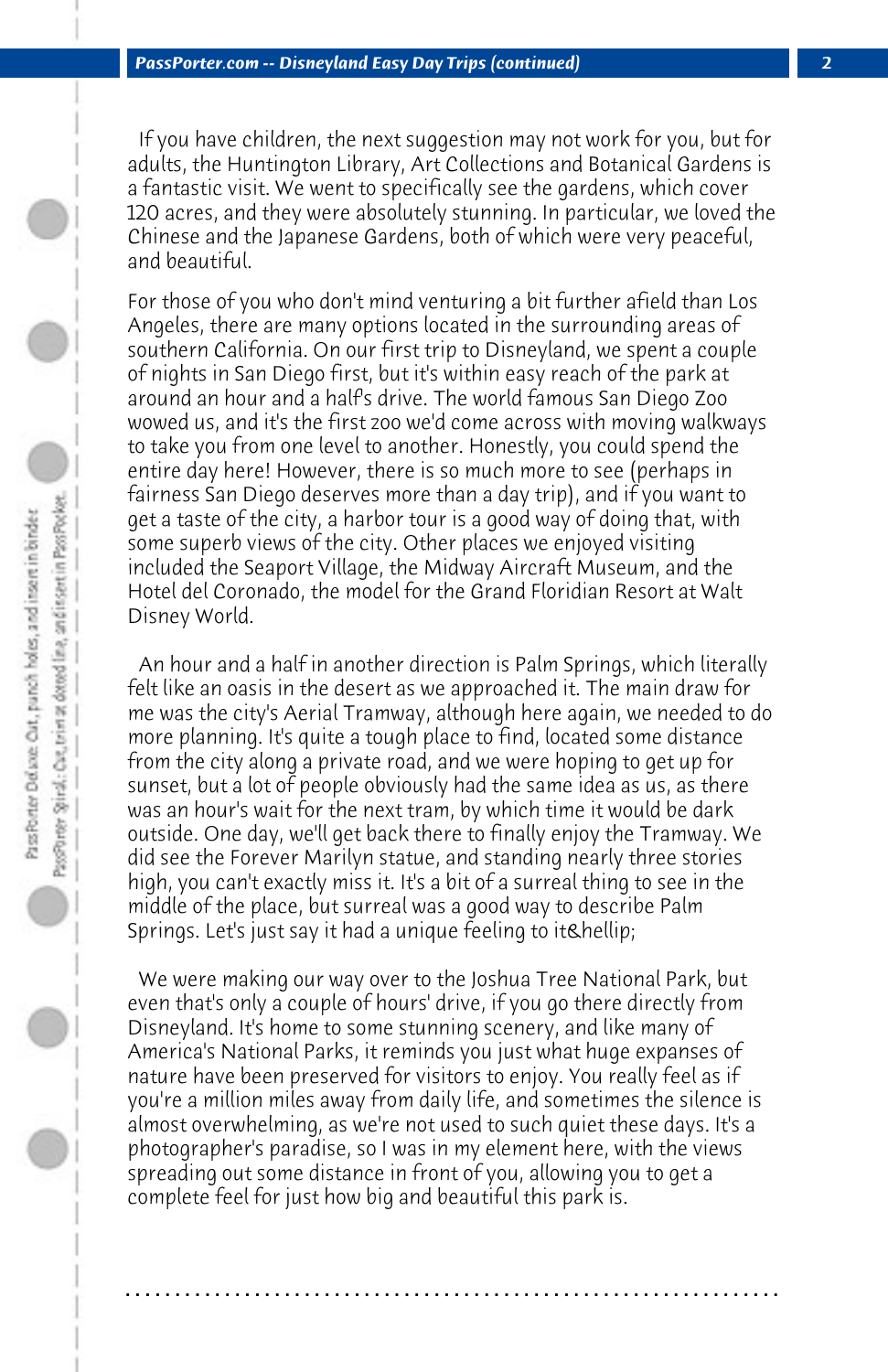If you have children, the next suggestion may not work for you, but for adults, the Huntington Library, Art Collections and Botanical Gardens is a fantastic visit. We went to specifically see the gardens, which cover 120 acres, and they were absolutely stunning. In particular, we loved the Chinese and the Japanese Gardens, both of which were very peaceful, and beautiful.

For those of you who don't mind venturing a bit further afield than Los Angeles, there are many options located in the surrounding areas of southern California. On our first trip to Disneyland, we spent a couple of nights in San Diego first, but it's within easy reach of the park at around an hour and a half's drive. The world famous San Diego Zoo wowed us, and it's the first zoo we'd come across with moving walkways to take you from one level to another. Honestly, you could spend the entire day here! However, there is so much more to see (perhaps in fairness San Diego deserves more than a day trip), and if you want to get a taste of the city, a harbor tour is a good way of doing that, with some superb views of the city. Other places we enjoyed visiting included the Seaport Village, the Midway Aircraft Museum, and the Hotel del Coronado, the model for the Grand Floridian Resort at Walt Disney World.

An hour and a half in another direction is Palm Springs, which literally felt like an oasis in the desert as we approached it. The main draw for me was the city's Aerial Tramway, although here again, we needed to do more planning. It's quite a tough place to find, located some distance from the city along a private road, and we were hoping to get up for sunset, but a lot of people obviously had the same idea as us, as there was an hour's wait for the next tram, by which time it would be dark outside. One day, we'll get back there to finally enjoy the Tramway. We did see the Forever Marilyn statue, and standing nearly three stories high, you can't exactly miss it. It's a bit of a surreal thing to see in the middle of the place, but surreal was a good way to describe Palm Springs. Let's just say it had a unique feeling to it&hellip;

We were making our way over to the Joshua Tree National Park, but even that's only a couple of hours' drive, if you go there directly from Disneyland. It's home to some stunning scenery, and like many of America's National Parks, it reminds you just what huge expanses of nature have been preserved for visitors to enjoy. You really feel as if you're a million miles away from daily life, and sometimes the silence is almost overwhelming, as we're not used to such quiet these days. It's a photographer's paradise, so I was in my element here, with the views spreading out some distance in front of you, allowing you to get a complete feel for just how big and beautiful this park is.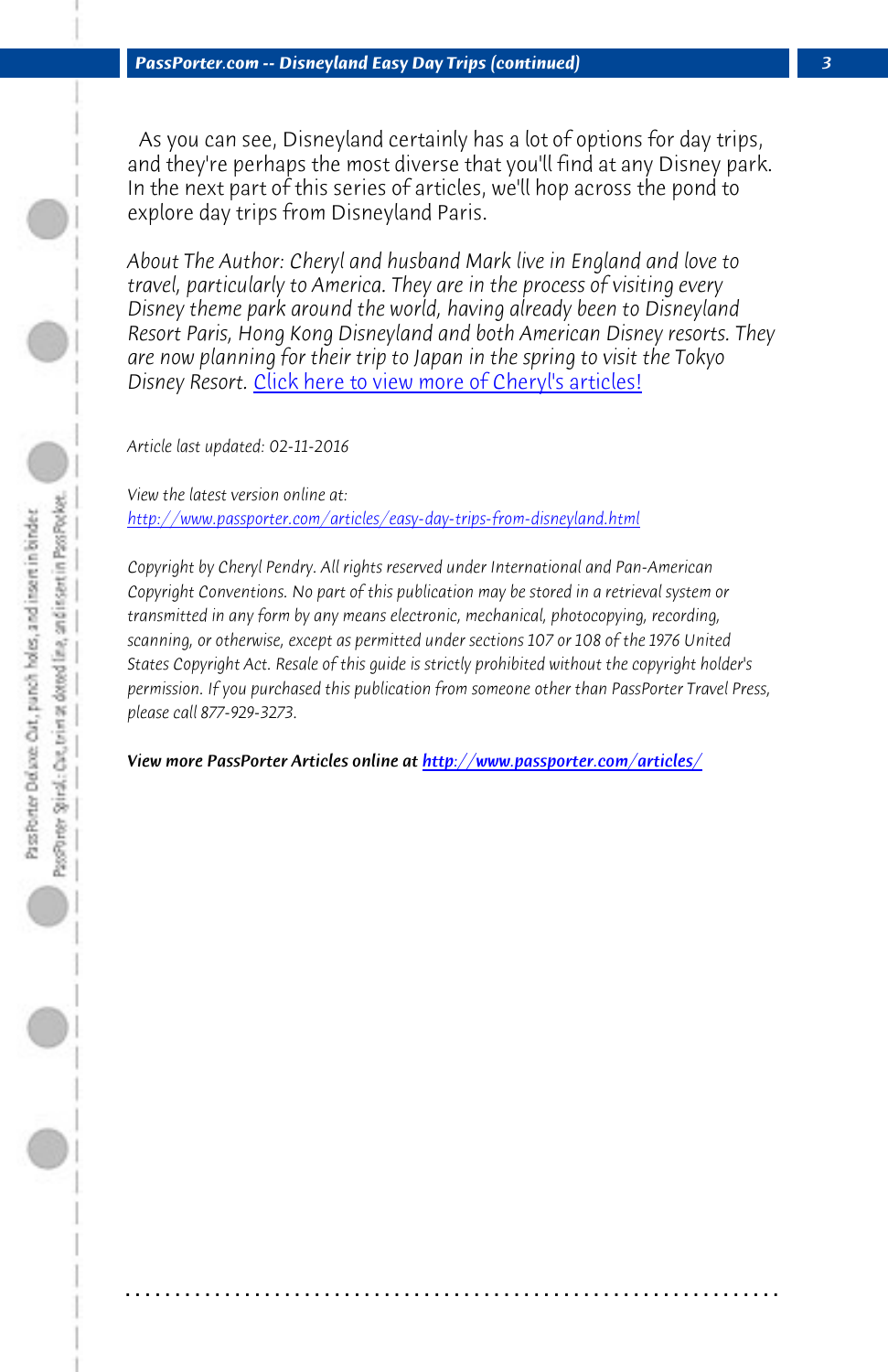As you can see, Disneyland certainly has a lot of options for day trips, and they're perhaps the most diverse that you'll find at any Disney park. In the next part of this series of articles, we'll hop across the pond to explore day trips from Disneyland Paris.

*About The Author: Cheryl and husband Mark live in England and love to travel, particularly to America. They are in the process of visiting every Disney theme park around the world, having already been to Disneyland Resort Paris, Hong Kong Disneyland and both American Disney resorts. They are now planning for their trip to Japan in the spring to visit the Tokyo Disney Resort.* [Click here to view more of Cheryl's articles!](http://www.passporter.com/articles/cheryl-pendry-featured-columnist.asp)

*Article last updated: 02-11-2016*

*View the latest version online at:*
*[http://www.passporter.com/articles/easy-day-trips-from-disneyland.html](http://www.passporter.com/articles/easy-day-trips-from-disneyland.html)*

*Copyright by Cheryl Pendry. All rights reserved under International and Pan-American Copyright Conventions. No part of this publication may be stored in a retrieval system or transmitted in any form by any means electronic, mechanical, photocopying, recording, scanning, or otherwise, except as permitted under sections 107 or 108 of the 1976 United States Copyright Act. Resale of this guide is strictly prohibited without the copyright holder's permission. If you purchased this publication from someone other than PassPorter Travel Press, please call 877-929-3273.*

***View more PassPorter Articles online at [http://www.passporter.com/articles/](http://www.passporter.com/articles/)***